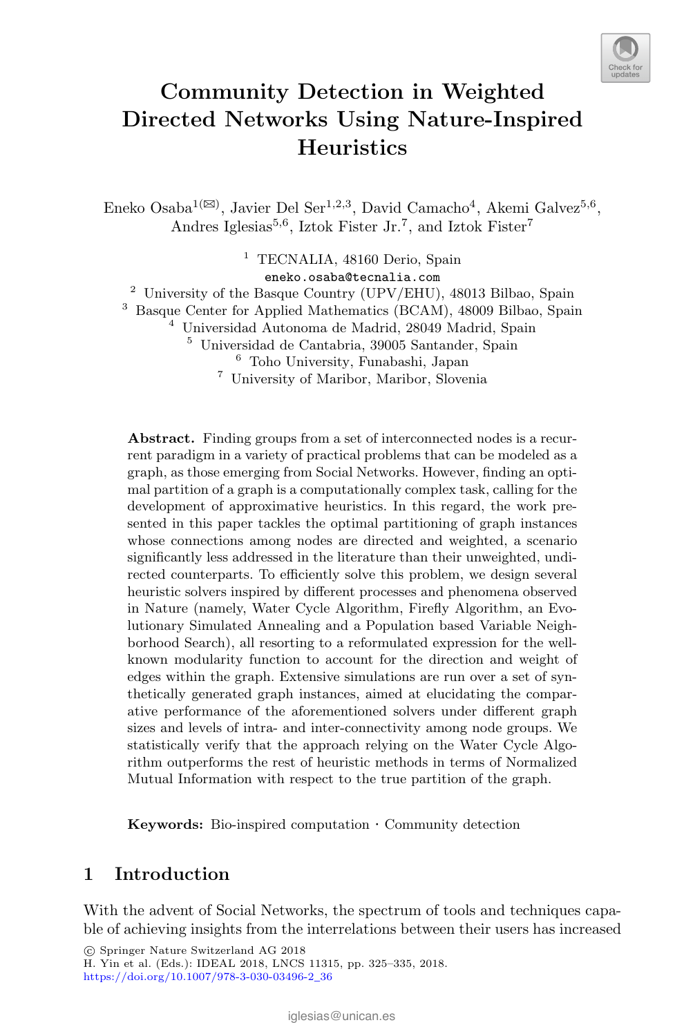# Community Detection in Weighted Directed Networks Using Nature-Inspired Heuristics

Eneko Osaba[1(✉)], Javier Del Ser[1,2,3], David Camacho[4], Akemi Galvez[5,6], Andres Iglesias[5,6], Iztok Fister Jr.[7], and Iztok Fister[7]

[1] TECNALIA, 48160 Derio, Spain
eneko.osaba@tecnalia.com
[2] University of the Basque Country (UPV/EHU), 48013 Bilbao, Spain
[3] Basque Center for Applied Mathematics (BCAM), 48009 Bilbao, Spain
[4] Universidad Autonoma de Madrid, 28049 Madrid, Spain
[5] Universidad de Cantabria, 39005 Santander, Spain
[6] Toho University, Funabashi, Japan
[7] University of Maribor, Maribor, Slovenia

**Abstract.** Finding groups from a set of interconnected nodes is a recurrent paradigm in a variety of practical problems that can be modeled as a graph, as those emerging from Social Networks. However, finding an optimal partition of a graph is a computationally complex task, calling for the development of approximative heuristics. In this regard, the work presented in this paper tackles the optimal partitioning of graph instances whose connections among nodes are directed and weighted, a scenario significantly less addressed in the literature than their unweighted, undirected counterparts. To efficiently solve this problem, we design several heuristic solvers inspired by different processes and phenomena observed in Nature (namely, Water Cycle Algorithm, Firefly Algorithm, an Evolutionary Simulated Annealing and a Population based Variable Neighborhood Search), all resorting to a reformulated expression for the well-known modularity function to account for the direction and weight of edges within the graph. Extensive simulations are run over a set of synthetically generated graph instances, aimed at elucidating the comparative performance of the aforementioned solvers under different graph sizes and levels of intra- and inter-connectivity among node groups. We statistically verify that the approach relying on the Water Cycle Algorithm outperforms the rest of heuristic methods in terms of Normalized Mutual Information with respect to the true partition of the graph.

**Keywords:** Bio-inspired computation · Community detection

## 1 Introduction

With the advent of Social Networks, the spectrum of tools and techniques capable of achieving insights from the interrelations between their users has increased

© Springer Nature Switzerland AG 2018
H. Yin et al. (Eds.): IDEAL 2018, LNCS 11315, pp. 325–335, 2018.
https://doi.org/10.1007/978-3-030-03496-2_36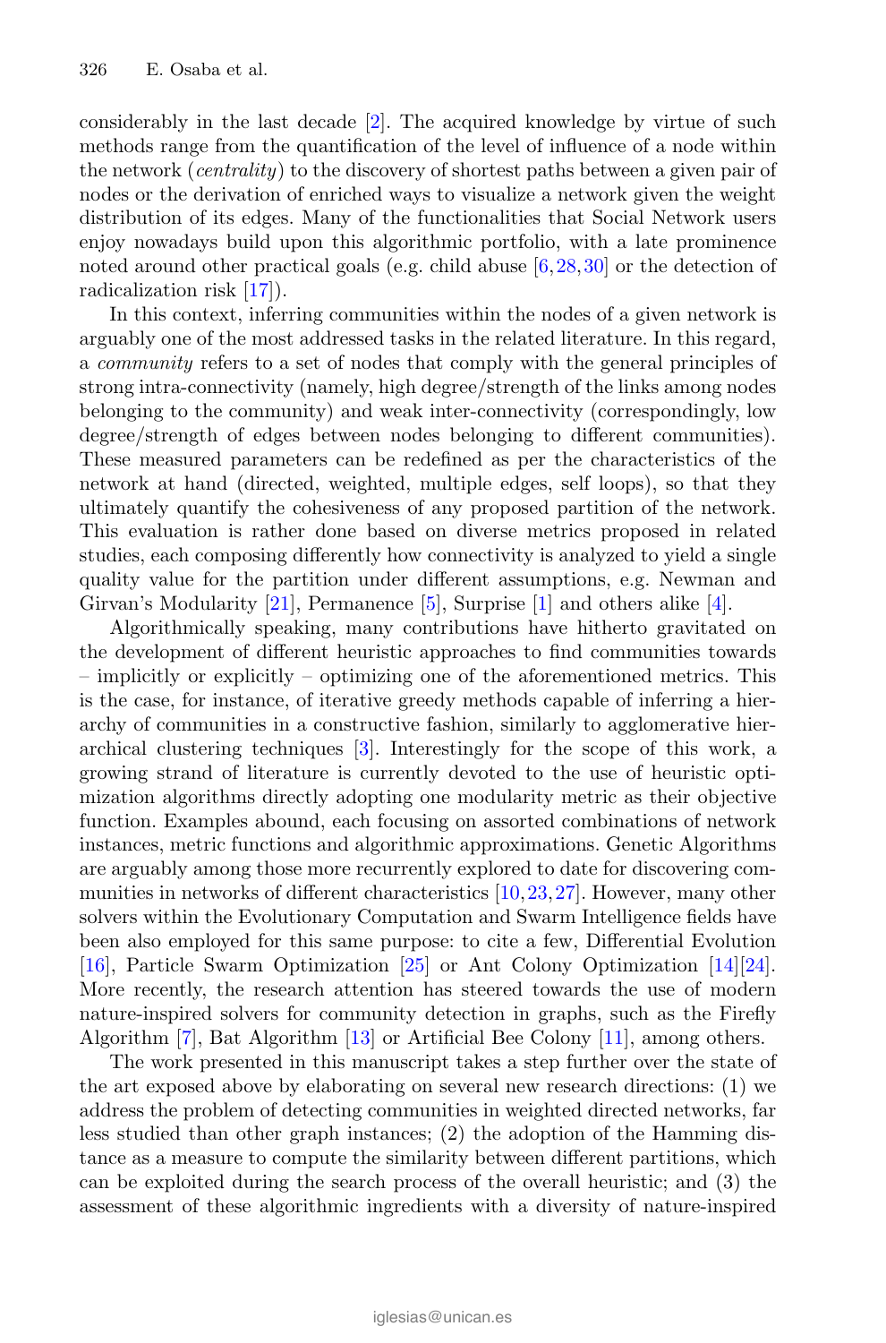considerably in the last decade [2]. The acquired knowledge by virtue of such methods range from the quantification of the level of influence of a node within the network (*centrality*) to the discovery of shortest paths between a given pair of nodes or the derivation of enriched ways to visualize a network given the weight distribution of its edges. Many of the functionalities that Social Network users enjoy nowadays build upon this algorithmic portfolio, with a late prominence noted around other practical goals (e.g. child abuse [6,28,30] or the detection of radicalization risk [17]).

In this context, inferring communities within the nodes of a given network is arguably one of the most addressed tasks in the related literature. In this regard, a *community* refers to a set of nodes that comply with the general principles of strong intra-connectivity (namely, high degree/strength of the links among nodes belonging to the community) and weak inter-connectivity (correspondingly, low degree/strength of edges between nodes belonging to different communities). These measured parameters can be redefined as per the characteristics of the network at hand (directed, weighted, multiple edges, self loops), so that they ultimately quantify the cohesiveness of any proposed partition of the network. This evaluation is rather done based on diverse metrics proposed in related studies, each composing differently how connectivity is analyzed to yield a single quality value for the partition under different assumptions, e.g. Newman and Girvan's Modularity [21], Permanence [5], Surprise [1] and others alike [4].

Algorithmically speaking, many contributions have hitherto gravitated on the development of different heuristic approaches to find communities towards – implicitly or explicitly – optimizing one of the aforementioned metrics. This is the case, for instance, of iterative greedy methods capable of inferring a hierarchy of communities in a constructive fashion, similarly to agglomerative hierarchical clustering techniques [3]. Interestingly for the scope of this work, a growing strand of literature is currently devoted to the use of heuristic optimization algorithms directly adopting one modularity metric as their objective function. Examples abound, each focusing on assorted combinations of network instances, metric functions and algorithmic approximations. Genetic Algorithms are arguably among those more recurrently explored to date for discovering communities in networks of different characteristics [10,23,27]. However, many other solvers within the Evolutionary Computation and Swarm Intelligence fields have been also employed for this same purpose: to cite a few, Differential Evolution [16], Particle Swarm Optimization [25] or Ant Colony Optimization [14][24]. More recently, the research attention has steered towards the use of modern nature-inspired solvers for community detection in graphs, such as the Firefly Algorithm [7], Bat Algorithm [13] or Artificial Bee Colony [11], among others.

The work presented in this manuscript takes a step further over the state of the art exposed above by elaborating on several new research directions: (1) we address the problem of detecting communities in weighted directed networks, far less studied than other graph instances; (2) the adoption of the Hamming distance as a measure to compute the similarity between different partitions, which can be exploited during the search process of the overall heuristic; and (3) the assessment of these algorithmic ingredients with a diversity of nature-inspired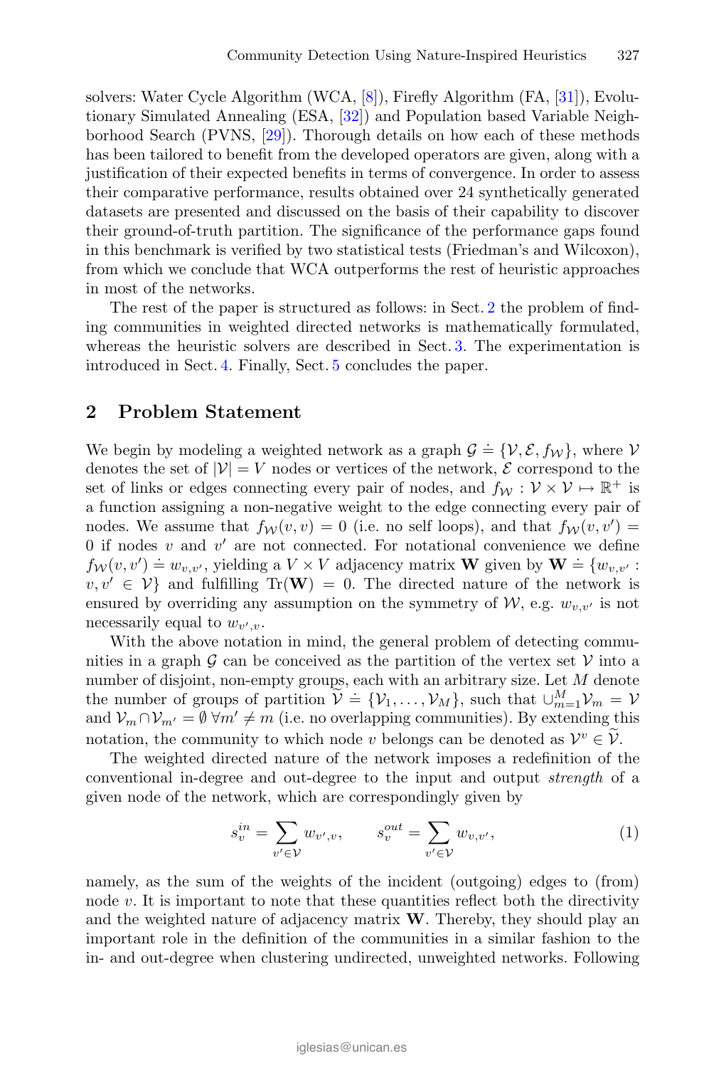solvers: Water Cycle Algorithm (WCA, [8]), Firefly Algorithm (FA, [31]), Evolutionary Simulated Annealing (ESA, [32]) and Population based Variable Neighborhood Search (PVNS, [29]). Thorough details on how each of these methods has been tailored to benefit from the developed operators are given, along with a justification of their expected benefits in terms of convergence. In order to assess their comparative performance, results obtained over 24 synthetically generated datasets are presented and discussed on the basis of their capability to discover their ground-of-truth partition. The significance of the performance gaps found in this benchmark is verified by two statistical tests (Friedman's and Wilcoxon), from which we conclude that WCA outperforms the rest of heuristic approaches in most of the networks.

The rest of the paper is structured as follows: in Sect. 2 the problem of finding communities in weighted directed networks is mathematically formulated, whereas the heuristic solvers are described in Sect. 3. The experimentation is introduced in Sect. 4. Finally, Sect. 5 concludes the paper.

## 2 Problem Statement

We begin by modeling a weighted network as a graph $\mathcal{G} \doteq \{\mathcal{V}, \mathcal{E}, f_{\mathcal{W}}\}$, where $\mathcal{V}$ denotes the set of $|\mathcal{V}| = V$ nodes or vertices of the network, $\mathcal{E}$ correspond to the set of links or edges connecting every pair of nodes, and $f_{\mathcal{W}} : \mathcal{V} \times \mathcal{V} \mapsto \mathbb{R}^+$ is a function assigning a non-negative weight to the edge connecting every pair of nodes. We assume that $f_{\mathcal{W}}(v, v) = 0$ (i.e. no self loops), and that $f_{\mathcal{W}}(v, v') = 0$ if nodes $v$ and $v'$ are not connected. For notational convenience we define $f_{\mathcal{W}}(v, v') \doteq w_{v,v'}$, yielding a $V \times V$ adjacency matrix $\mathbf{W}$ given by $\mathbf{W} \doteq \{w_{v,v'} : v, v' \in \mathcal{V}\}$ and fulfilling $\text{Tr}(\mathbf{W}) = 0$. The directed nature of the network is ensured by overriding any assumption on the symmetry of $\mathcal{W}$, e.g. $w_{v,v'}$ is not necessarily equal to $w_{v',v}$.

With the above notation in mind, the general problem of detecting communities in a graph $\mathcal{G}$ can be conceived as the partition of the vertex set $\mathcal{V}$ into a number of disjoint, non-empty groups, each with an arbitrary size. Let $M$ denote the number of groups of partition $\widetilde{\mathcal{V}} \doteq \{\mathcal{V}_1, \ldots, \mathcal{V}_M\}$, such that $\cup_{m=1}^{M} \mathcal{V}_m = \mathcal{V}$ and $\mathcal{V}_m \cap \mathcal{V}_{m'} = \emptyset \; \forall m' \neq m$ (i.e. no overlapping communities). By extending this notation, the community to which node $v$ belongs can be denoted as $\mathcal{V}^v \in \widetilde{\mathcal{V}}$.

The weighted directed nature of the network imposes a redefinition of the conventional in-degree and out-degree to the input and output *strength* of a given node of the network, which are correspondingly given by

$$s_v^{in} = \sum_{v' \in \mathcal{V}} w_{v',v}, \qquad s_v^{out} = \sum_{v' \in \mathcal{V}} w_{v,v'}, \tag{1}$$

namely, as the sum of the weights of the incident (outgoing) edges to (from) node $v$. It is important to note that these quantities reflect both the directivity and the weighted nature of adjacency matrix $\mathbf{W}$. Thereby, they should play an important role in the definition of the communities in a similar fashion to the in- and out-degree when clustering undirected, unweighted networks. Following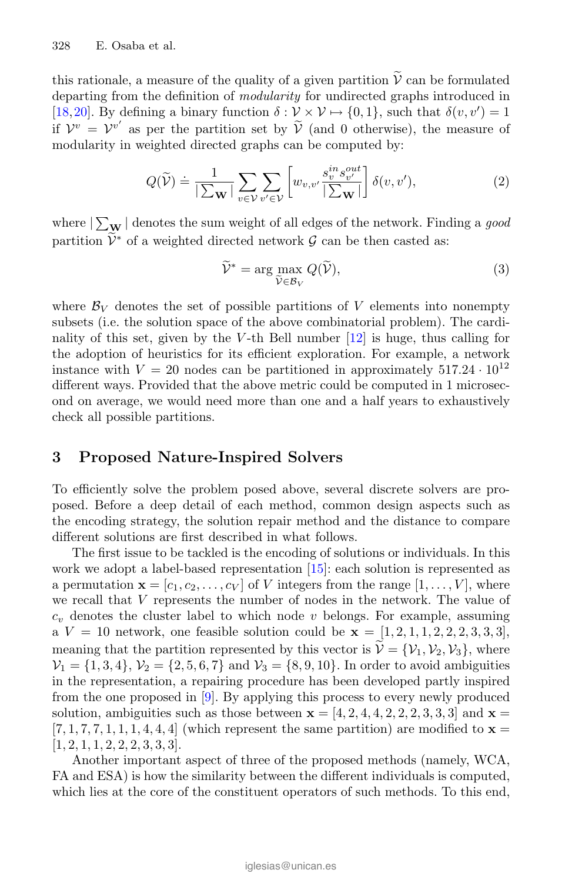this rationale, a measure of the quality of a given partition $\widetilde{\mathcal{V}}$ can be formulated departing from the definition of *modularity* for undirected graphs introduced in [18,20]. By defining a binary function $\delta : \mathcal{V} \times \mathcal{V} \mapsto \{0, 1\}$, such that $\delta(v, v') = 1$ if $\mathcal{V}^v = \mathcal{V}^{v'}$ as per the partition set by $\widetilde{\mathcal{V}}$ (and 0 otherwise), the measure of modularity in weighted directed graphs can be computed by:

$$Q(\widetilde{\mathcal{V}}) \doteq \frac{1}{|\sum_{\mathbf{W}}|} \sum_{v \in \mathcal{V}} \sum_{v' \in \mathcal{V}} \left[ w_{v,v'} \frac{s_v^{in} s_{v'}^{out}}{|\sum_{\mathbf{W}}|} \right] \delta(v, v'), \tag{2}$$

where $|\sum_{\mathbf{W}}|$ denotes the sum weight of all edges of the network. Finding a *good* partition $\widetilde{\mathcal{V}}^*$ of a weighted directed network $\mathcal{G}$ can be then casted as:

$$\widetilde{\mathcal{V}}^* = \arg \max_{\widetilde{\mathcal{V}} \in \mathcal{B}_V} Q(\widetilde{\mathcal{V}}), \tag{3}$$

where $\mathcal{B}_V$ denotes the set of possible partitions of $V$ elements into nonempty subsets (i.e. the solution space of the above combinatorial problem). The cardinality of this set, given by the $V$-th Bell number [12] is huge, thus calling for the adoption of heuristics for its efficient exploration. For example, a network instance with $V = 20$ nodes can be partitioned in approximately $517.24 \cdot 10^{12}$ different ways. Provided that the above metric could be computed in 1 microsecond on average, we would need more than one and a half years to exhaustively check all possible partitions.

## 3 Proposed Nature-Inspired Solvers

To efficiently solve the problem posed above, several discrete solvers are proposed. Before a deep detail of each method, common design aspects such as the encoding strategy, the solution repair method and the distance to compare different solutions are first described in what follows.

The first issue to be tackled is the encoding of solutions or individuals. In this work we adopt a label-based representation [15]: each solution is represented as a permutation $\mathbf{x} = [c_1, c_2, \ldots, c_V]$ of $V$ integers from the range $[1, \ldots, V]$, where we recall that $V$ represents the number of nodes in the network. The value of $c_v$ denotes the cluster label to which node $v$ belongs. For example, assuming a $V = 10$ network, one feasible solution could be $\mathbf{x} = [1, 2, 1, 1, 2, 2, 2, 3, 3, 3]$, meaning that the partition represented by this vector is $\widetilde{\mathcal{V}} = \{\mathcal{V}_1, \mathcal{V}_2, \mathcal{V}_3\}$, where $\mathcal{V}_1 = \{1, 3, 4\}$, $\mathcal{V}_2 = \{2, 5, 6, 7\}$ and $\mathcal{V}_3 = \{8, 9, 10\}$. In order to avoid ambiguities in the representation, a repairing procedure has been developed partly inspired from the one proposed in [9]. By applying this process to every newly produced solution, ambiguities such as those between $\mathbf{x} = [4, 2, 4, 4, 2, 2, 2, 3, 3, 3]$ and $\mathbf{x} = [7, 1, 7, 7, 1, 1, 1, 4, 4, 4]$ (which represent the same partition) are modified to $\mathbf{x} = [1, 2, 1, 1, 2, 2, 2, 3, 3, 3]$.

Another important aspect of three of the proposed methods (namely, WCA, FA and ESA) is how the similarity between the different individuals is computed, which lies at the core of the constituent operators of such methods. To this end,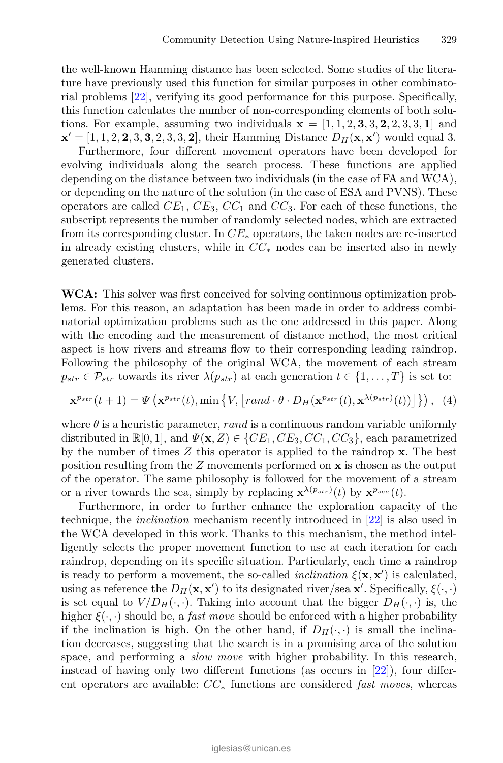the well-known Hamming distance has been selected. Some studies of the literature have previously used this function for similar purposes in other combinatorial problems [22], verifying its good performance for this purpose. Specifically, this function calculates the number of non-corresponding elements of both solutions. For example, assuming two individuals $\mathbf{x} = [1, 1, 2, \mathbf{3}, 3, \mathbf{2}, 2, 3, 3, \mathbf{1}]$ and $\mathbf{x}' = [1, 1, 2, \mathbf{2}, 3, \mathbf{3}, 2, 3, 3, \mathbf{2}]$, their Hamming Distance $D_H(\mathbf{x}, \mathbf{x}')$ would equal 3.

Furthermore, four different movement operators have been developed for evolving individuals along the search process. These functions are applied depending on the distance between two individuals (in the case of FA and WCA), or depending on the nature of the solution (in the case of ESA and PVNS). These operators are called $CE_1$, $CE_3$, $CC_1$ and $CC_3$. For each of these functions, the subscript represents the number of randomly selected nodes, which are extracted from its corresponding cluster. In $CE_*$ operators, the taken nodes are re-inserted in already existing clusters, while in $CC_*$ nodes can be inserted also in newly generated clusters.

**WCA:** This solver was first conceived for solving continuous optimization problems. For this reason, an adaptation has been made in order to address combinatorial optimization problems such as the one addressed in this paper. Along with the encoding and the measurement of distance method, the most critical aspect is how rivers and streams flow to their corresponding leading raindrop. Following the philosophy of the original WCA, the movement of each stream $p_{str} \in \mathcal{P}_{str}$ towards its river $\lambda(p_{str})$ at each generation $t \in \{1, \ldots, T\}$ is set to:

$$\mathbf{x}^{p_{str}}(t+1) = \Psi\left(\mathbf{x}^{p_{str}}(t), \min\left\{V, \left\lfloor rand \cdot \theta \cdot D_H(\mathbf{x}^{p_{str}}(t), \mathbf{x}^{\lambda(p_{str})}(t))\right\rfloor\right\}\right), \quad (4)$$

where $\theta$ is a heuristic parameter, $rand$ is a continuous random variable uniformly distributed in $\mathbb{R}[0, 1]$, and $\Psi(\mathbf{x}, Z) \in \{CE_1, CE_3, CC_1, CC_3\}$, each parametrized by the number of times $Z$ this operator is applied to the raindrop $\mathbf{x}$. The best position resulting from the $Z$ movements performed on $\mathbf{x}$ is chosen as the output of the operator. The same philosophy is followed for the movement of a stream or a river towards the sea, simply by replacing $\mathbf{x}^{\lambda(p_{str})}(t)$ by $\mathbf{x}^{p_{sea}}(t)$.

Furthermore, in order to further enhance the exploration capacity of the technique, the *inclination* mechanism recently introduced in [22] is also used in the WCA developed in this work. Thanks to this mechanism, the method intelligently selects the proper movement function to use at each iteration for each raindrop, depending on its specific situation. Particularly, each time a raindrop is ready to perform a movement, the so-called *inclination* $\xi(\mathbf{x}, \mathbf{x}')$ is calculated, using as reference the $D_H(\mathbf{x}, \mathbf{x}')$ to its designated river/sea $\mathbf{x}'$. Specifically, $\xi(\cdot, \cdot)$ is set equal to $V/D_H(\cdot, \cdot)$. Taking into account that the bigger $D_H(\cdot, \cdot)$ is, the higher $\xi(\cdot, \cdot)$ should be, a *fast move* should be enforced with a higher probability if the inclination is high. On the other hand, if $D_H(\cdot, \cdot)$ is small the inclination decreases, suggesting that the search is in a promising area of the solution space, and performing a *slow move* with higher probability. In this research, instead of having only two different functions (as occurs in [22]), four different operators are available: $CC_*$ functions are considered *fast moves*, whereas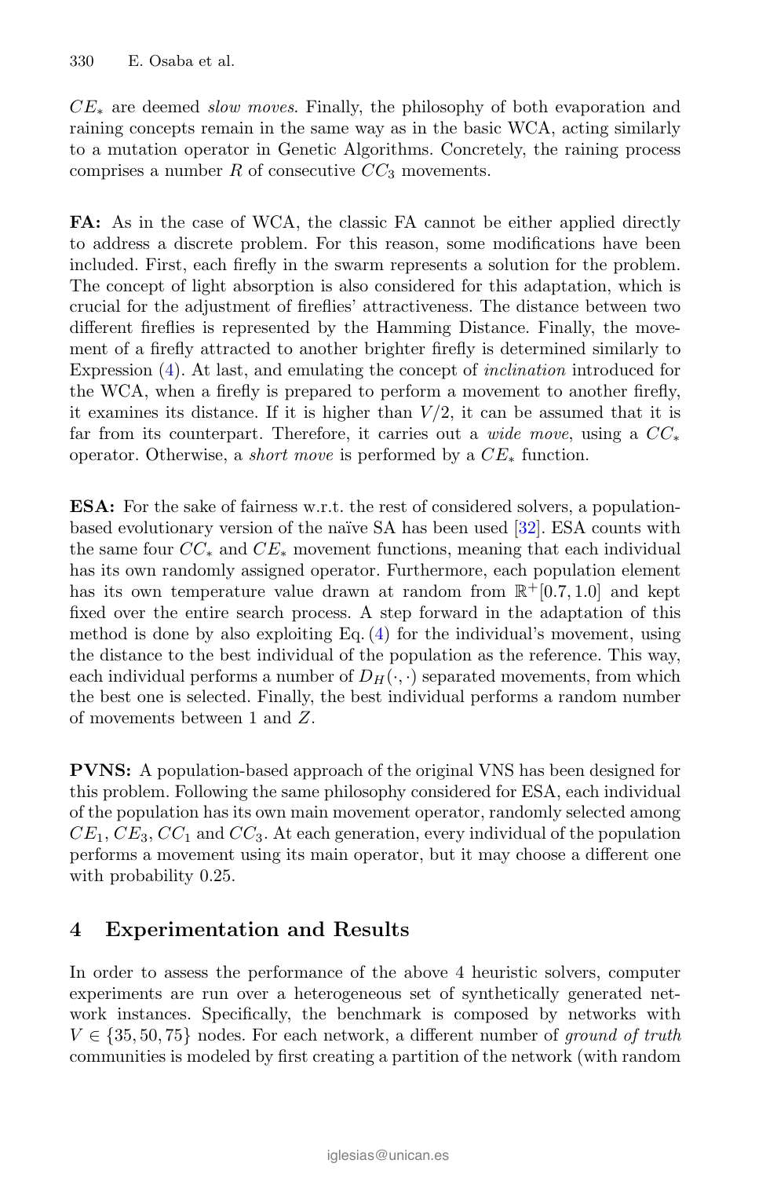$CE_*$ are deemed *slow moves*. Finally, the philosophy of both evaporation and raining concepts remain in the same way as in the basic WCA, acting similarly to a mutation operator in Genetic Algorithms. Concretely, the raining process comprises a number $R$ of consecutive $CC_3$ movements.

**FA:** As in the case of WCA, the classic FA cannot be either applied directly to address a discrete problem. For this reason, some modifications have been included. First, each firefly in the swarm represents a solution for the problem. The concept of light absorption is also considered for this adaptation, which is crucial for the adjustment of fireflies' attractiveness. The distance between two different fireflies is represented by the Hamming Distance. Finally, the movement of a firefly attracted to another brighter firefly is determined similarly to Expression (4). At last, and emulating the concept of *inclination* introduced for the WCA, when a firefly is prepared to perform a movement to another firefly, it examines its distance. If it is higher than $V/2$, it can be assumed that it is far from its counterpart. Therefore, it carries out a *wide move*, using a $CC_*$ operator. Otherwise, a *short move* is performed by a $CE_*$ function.

**ESA:** For the sake of fairness w.r.t. the rest of considered solvers, a population-based evolutionary version of the naïve SA has been used [32]. ESA counts with the same four $CC_*$ and $CE_*$ movement functions, meaning that each individual has its own randomly assigned operator. Furthermore, each population element has its own temperature value drawn at random from $\mathbb{R}^+[0.7, 1.0]$ and kept fixed over the entire search process. A step forward in the adaptation of this method is done by also exploiting Eq. (4) for the individual's movement, using the distance to the best individual of the population as the reference. This way, each individual performs a number of $D_H(\cdot,\cdot)$ separated movements, from which the best one is selected. Finally, the best individual performs a random number of movements between 1 and $Z$.

**PVNS:** A population-based approach of the original VNS has been designed for this problem. Following the same philosophy considered for ESA, each individual of the population has its own main movement operator, randomly selected among $CE_1$, $CE_3$, $CC_1$ and $CC_3$. At each generation, every individual of the population performs a movement using its main operator, but it may choose a different one with probability 0.25.

## 4 Experimentation and Results

In order to assess the performance of the above 4 heuristic solvers, computer experiments are run over a heterogeneous set of synthetically generated network instances. Specifically, the benchmark is composed by networks with $V \in \{35, 50, 75\}$ nodes. For each network, a different number of *ground of truth* communities is modeled by first creating a partition of the network (with random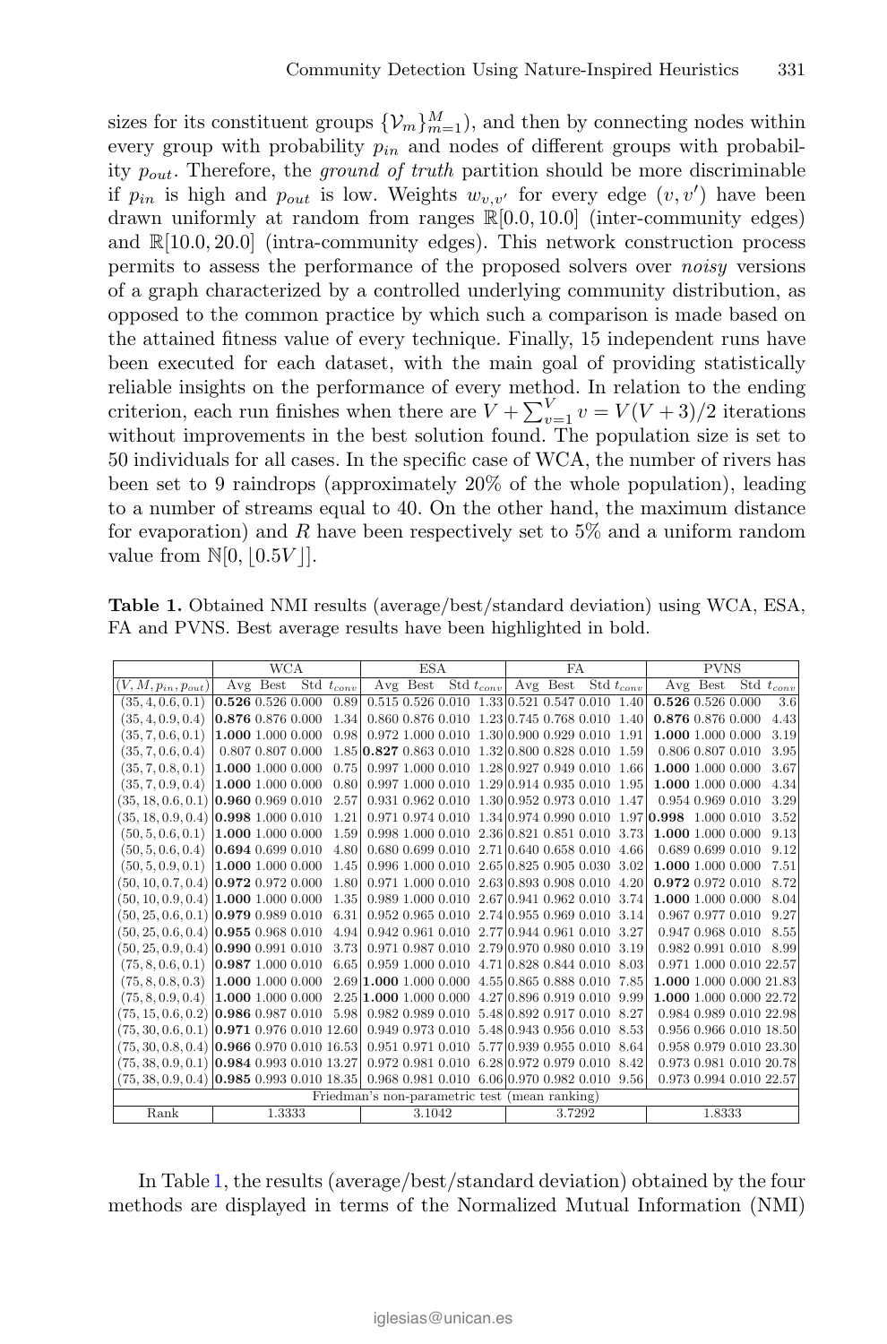sizes for its constituent groups $\{\mathcal{V}_m\}_{m=1}^M$), and then by connecting nodes within every group with probability $p_{in}$ and nodes of different groups with probability $p_{out}$. Therefore, the *ground of truth* partition should be more discriminable if $p_{in}$ is high and $p_{out}$ is low. Weights $w_{v,v'}$ for every edge $(v, v')$ have been drawn uniformly at random from ranges $\mathbb{R}[0.0, 10.0]$ (inter-community edges) and $\mathbb{R}[10.0, 20.0]$ (intra-community edges). This network construction process permits to assess the performance of the proposed solvers over *noisy* versions of a graph characterized by a controlled underlying community distribution, as opposed to the common practice by which such a comparison is made based on the attained fitness value of every technique. Finally, 15 independent runs have been executed for each dataset, with the main goal of providing statistically reliable insights on the performance of every method. In relation to the ending criterion, each run finishes when there are $V + \sum_{v=1}^{V} v = V(V+3)/2$ iterations without improvements in the best solution found. The population size is set to 50 individuals for all cases. In the specific case of WCA, the number of rivers has been set to 9 raindrops (approximately 20% of the whole population), leading to a number of streams equal to 40. On the other hand, the maximum distance for evaporation) and $R$ have been respectively set to 5% and a uniform random value from $\mathbb{N}[0, \lfloor 0.5V \rfloor]$.

**Table 1.** Obtained NMI results (average/best/standard deviation) using WCA, ESA, FA and PVNS. Best average results have been highlighted in bold.

| | WCA | | | | ESA | | | | FA | | | | PVNS | | | |
|---|---|---|---|---|---|---|---|---|---|---|---|---|---|---|---|---|
| $(V, M, p_{in}, p_{out})$ | Avg | Best | Std | $t_{conv}$ | Avg | Best | Std | $t_{conv}$ | Avg | Best | Std | $t_{conv}$ | Avg | Best | Std | $t_{conv}$ |
| (35, 4, 0.6, 0.1) | **0.526** | 0.526 | 0.000 | 0.89 | 0.515 | 0.526 | 0.010 | 1.33 | 0.521 | 0.547 | 0.010 | 1.40 | **0.526** | 0.526 | 0.000 | 3.6 |
| (35, 4, 0.9, 0.4) | **0.876** | 0.876 | 0.000 | 1.34 | 0.860 | 0.876 | 0.010 | 1.23 | 0.745 | 0.768 | 0.010 | 1.40 | **0.876** | 0.876 | 0.000 | 4.43 |
| (35, 7, 0.6, 0.1) | **1.000** | 1.000 | 0.000 | 0.98 | 0.972 | 1.000 | 0.010 | 1.30 | 0.900 | 0.929 | 0.010 | 1.91 | **1.000** | 1.000 | 0.000 | 3.19 |
| (35, 7, 0.6, 0.4) | 0.807 | 0.807 | 0.000 | 1.85 | **0.827** | 0.863 | 0.010 | 1.32 | 0.800 | 0.828 | 0.010 | 1.59 | 0.806 | 0.807 | 0.010 | 3.95 |
| (35, 7, 0.8, 0.1) | **1.000** | 1.000 | 0.000 | 0.75 | 0.997 | 1.000 | 0.010 | 1.28 | 0.927 | 0.949 | 0.010 | 1.66 | **1.000** | 1.000 | 0.000 | 3.67 |
| (35, 7, 0.9, 0.4) | **1.000** | 1.000 | 0.000 | 0.80 | 0.997 | 1.000 | 0.010 | 1.29 | 0.914 | 0.935 | 0.010 | 1.95 | **1.000** | 1.000 | 0.000 | 4.34 |
| (35, 18, 0.6, 0.1) | **0.960** | 0.969 | 0.010 | 2.57 | 0.931 | 0.962 | 0.010 | 1.30 | 0.952 | 0.973 | 0.010 | 1.47 | 0.954 | 0.969 | 0.010 | 3.29 |
| (35, 18, 0.9, 0.4) | **0.998** | 1.000 | 0.010 | 1.21 | 0.971 | 0.974 | 0.010 | 1.34 | 0.974 | 0.990 | 0.010 | 1.97 | **0.998** | 1.000 | 0.010 | 3.52 |
| (50, 5, 0.6, 0.1) | **1.000** | 1.000 | 0.000 | 1.59 | 0.998 | 1.000 | 0.010 | 2.36 | 0.821 | 0.851 | 0.010 | 3.73 | **1.000** | 1.000 | 0.000 | 9.13 |
| (50, 5, 0.6, 0.4) | **0.694** | 0.699 | 0.010 | 4.80 | 0.680 | 0.699 | 0.010 | 2.71 | 0.640 | 0.658 | 0.010 | 4.66 | 0.689 | 0.699 | 0.010 | 9.12 |
| (50, 5, 0.9, 0.1) | **1.000** | 1.000 | 0.000 | 1.45 | 0.996 | 1.000 | 0.010 | 2.65 | 0.825 | 0.905 | 0.030 | 3.02 | **1.000** | 1.000 | 0.000 | 7.51 |
| (50, 10, 0.7, 0.4) | **0.972** | 0.972 | 0.000 | 1.80 | 0.971 | 1.000 | 0.010 | 2.63 | 0.893 | 0.908 | 0.010 | 4.20 | **0.972** | 0.972 | 0.010 | 8.72 |
| (50, 10, 0.9, 0.4) | **1.000** | 1.000 | 0.000 | 1.35 | 0.989 | 1.000 | 0.010 | 2.67 | 0.941 | 0.962 | 0.010 | 3.74 | **1.000** | 1.000 | 0.000 | 8.04 |
| (50, 25, 0.6, 0.1) | **0.979** | 0.989 | 0.010 | 6.31 | 0.952 | 0.965 | 0.010 | 2.74 | 0.955 | 0.969 | 0.010 | 3.14 | 0.967 | 0.977 | 0.010 | 9.27 |
| (50, 25, 0.6, 0.4) | **0.955** | 0.968 | 0.010 | 4.94 | 0.942 | 0.961 | 0.010 | 2.77 | 0.944 | 0.961 | 0.010 | 3.27 | 0.947 | 0.968 | 0.010 | 8.55 |
| (50, 25, 0.9, 0.4) | **0.990** | 0.991 | 0.010 | 3.73 | 0.971 | 0.987 | 0.010 | 2.79 | 0.970 | 0.980 | 0.010 | 3.19 | 0.982 | 0.991 | 0.010 | 8.99 |
| (75, 8, 0.6, 0.1) | **0.987** | 1.000 | 0.010 | 6.65 | 0.959 | 1.000 | 0.010 | 4.71 | 0.828 | 0.844 | 0.010 | 8.03 | 0.971 | 1.000 | 0.010 | 22.57 |
| (75, 8, 0.8, 0.3) | **1.000** | 1.000 | 0.000 | 2.69 | **1.000** | 1.000 | 0.000 | 4.55 | 0.865 | 0.888 | 0.010 | 7.85 | **1.000** | 1.000 | 0.000 | 21.83 |
| (75, 8, 0.9, 0.4) | **1.000** | 1.000 | 0.000 | 2.25 | **1.000** | 1.000 | 0.000 | 4.27 | 0.896 | 0.919 | 0.010 | 9.99 | **1.000** | 1.000 | 0.000 | 22.72 |
| (75, 15, 0.6, 0.2) | **0.986** | 0.987 | 0.010 | 5.98 | 0.982 | 0.989 | 0.010 | 5.48 | 0.892 | 0.917 | 0.010 | 8.27 | 0.984 | 0.989 | 0.010 | 22.98 |
| (75, 30, 0.6, 0.1) | **0.971** | 0.976 | 0.010 | 12.60 | 0.949 | 0.973 | 0.010 | 5.48 | 0.943 | 0.956 | 0.010 | 8.53 | 0.956 | 0.966 | 0.010 | 18.50 |
| (75, 30, 0.8, 0.4) | **0.966** | 0.970 | 0.010 | 16.53 | 0.951 | 0.971 | 0.010 | 5.77 | 0.939 | 0.955 | 0.010 | 8.64 | 0.958 | 0.979 | 0.010 | 23.30 |
| (75, 38, 0.9, 0.1) | **0.984** | 0.993 | 0.010 | 13.27 | 0.972 | 0.981 | 0.010 | 6.28 | 0.972 | 0.979 | 0.010 | 8.42 | 0.973 | 0.981 | 0.010 | 20.78 |
| (75, 38, 0.9, 0.4) | **0.985** | 0.993 | 0.010 | 18.35 | 0.968 | 0.981 | 0.010 | 6.06 | 0.970 | 0.982 | 0.010 | 9.56 | 0.973 | 0.994 | 0.010 | 22.57 |
| Friedman's non-parametric test (mean ranking) | | | | | | | | | | | | | | | | |
| Rank | 1.3333 | | | | 3.1042 | | | | 3.7292 | | | | 1.8333 | | | |

In Table 1, the results (average/best/standard deviation) obtained by the four methods are displayed in terms of the Normalized Mutual Information (NMI)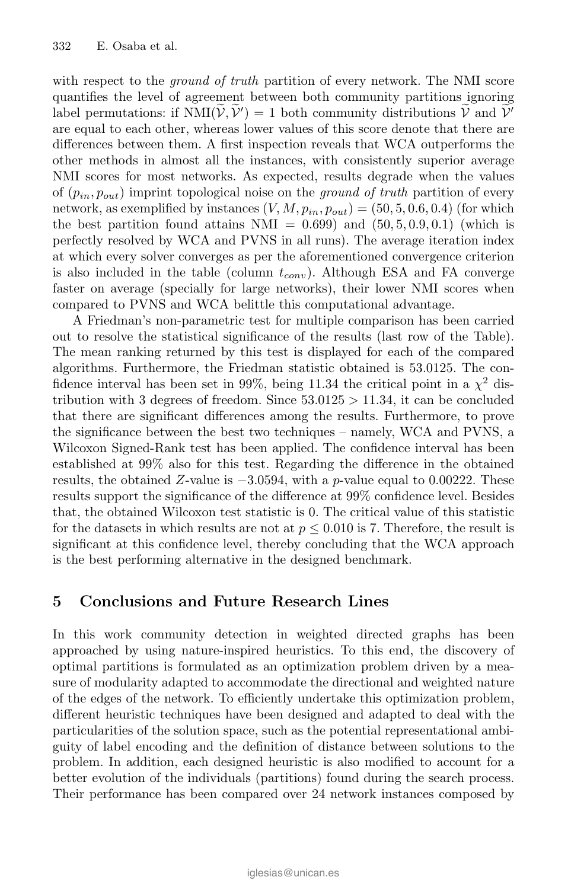with respect to the *ground of truth* partition of every network. The NMI score quantifies the level of agreement between both community partitions ignoring label permutations: if $\text{NMI}(\widetilde{\mathcal{V}}, \widetilde{\mathcal{V}}') = 1$ both community distributions $\widetilde{\mathcal{V}}$ and $\widetilde{\mathcal{V}}'$ are equal to each other, whereas lower values of this score denote that there are differences between them. A first inspection reveals that WCA outperforms the other methods in almost all the instances, with consistently superior average NMI scores for most networks. As expected, results degrade when the values of $(p_{in}, p_{out})$ imprint topological noise on the *ground of truth* partition of every network, as exemplified by instances $(V, M, p_{in}, p_{out}) = (50, 5, 0.6, 0.4)$ (for which the best partition found attains NMI $= 0.699$) and $(50, 5, 0.9, 0.1)$ (which is perfectly resolved by WCA and PVNS in all runs). The average iteration index at which every solver converges as per the aforementioned convergence criterion is also included in the table (column $t_{conv}$). Although ESA and FA converge faster on average (specially for large networks), their lower NMI scores when compared to PVNS and WCA belittle this computational advantage.

A Friedman's non-parametric test for multiple comparison has been carried out to resolve the statistical significance of the results (last row of the Table). The mean ranking returned by this test is displayed for each of the compared algorithms. Furthermore, the Friedman statistic obtained is 53.0125. The confidence interval has been set in 99%, being 11.34 the critical point in a $\chi^2$ distribution with 3 degrees of freedom. Since $53.0125 > 11.34$, it can be concluded that there are significant differences among the results. Furthermore, to prove the significance between the best two techniques – namely, WCA and PVNS, a Wilcoxon Signed-Rank test has been applied. The confidence interval has been established at 99% also for this test. Regarding the difference in the obtained results, the obtained $Z$-value is $-3.0594$, with a $p$-value equal to 0.00222. These results support the significance of the difference at 99% confidence level. Besides that, the obtained Wilcoxon test statistic is 0. The critical value of this statistic for the datasets in which results are not at $p \leq 0.010$ is 7. Therefore, the result is significant at this confidence level, thereby concluding that the WCA approach is the best performing alternative in the designed benchmark.

## 5 Conclusions and Future Research Lines

In this work community detection in weighted directed graphs has been approached by using nature-inspired heuristics. To this end, the discovery of optimal partitions is formulated as an optimization problem driven by a measure of modularity adapted to accommodate the directional and weighted nature of the edges of the network. To efficiently undertake this optimization problem, different heuristic techniques have been designed and adapted to deal with the particularities of the solution space, such as the potential representational ambiguity of label encoding and the definition of distance between solutions to the problem. In addition, each designed heuristic is also modified to account for a better evolution of the individuals (partitions) found during the search process. Their performance has been compared over 24 network instances composed by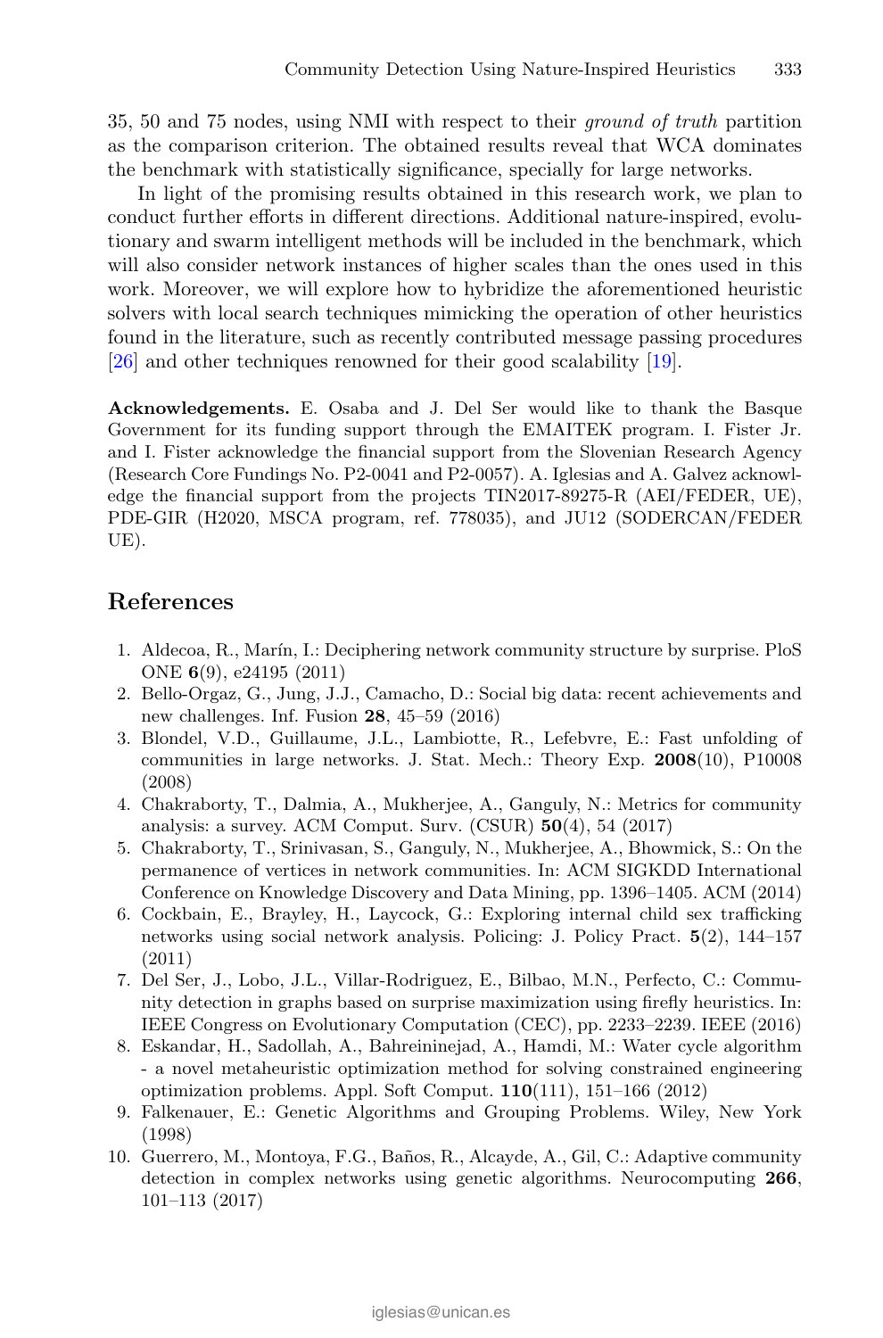35, 50 and 75 nodes, using NMI with respect to their *ground of truth* partition as the comparison criterion. The obtained results reveal that WCA dominates the benchmark with statistically significance, specially for large networks.

In light of the promising results obtained in this research work, we plan to conduct further efforts in different directions. Additional nature-inspired, evolutionary and swarm intelligent methods will be included in the benchmark, which will also consider network instances of higher scales than the ones used in this work. Moreover, we will explore how to hybridize the aforementioned heuristic solvers with local search techniques mimicking the operation of other heuristics found in the literature, such as recently contributed message passing procedures [26] and other techniques renowned for their good scalability [19].

**Acknowledgements.** E. Osaba and J. Del Ser would like to thank the Basque Government for its funding support through the EMAITEK program. I. Fister Jr. and I. Fister acknowledge the financial support from the Slovenian Research Agency (Research Core Fundings No. P2-0041 and P2-0057). A. Iglesias and A. Galvez acknowledge the financial support from the projects TIN2017-89275-R (AEI/FEDER, UE), PDE-GIR (H2020, MSCA program, ref. 778035), and JU12 (SODERCAN/FEDER UE).

## References

1. Aldecoa, R., Marín, I.: Deciphering network community structure by surprise. PloS ONE **6**(9), e24195 (2011)
2. Bello-Orgaz, G., Jung, J.J., Camacho, D.: Social big data: recent achievements and new challenges. Inf. Fusion **28**, 45–59 (2016)
3. Blondel, V.D., Guillaume, J.L., Lambiotte, R., Lefebvre, E.: Fast unfolding of communities in large networks. J. Stat. Mech.: Theory Exp. **2008**(10), P10008 (2008)
4. Chakraborty, T., Dalmia, A., Mukherjee, A., Ganguly, N.: Metrics for community analysis: a survey. ACM Comput. Surv. (CSUR) **50**(4), 54 (2017)
5. Chakraborty, T., Srinivasan, S., Ganguly, N., Mukherjee, A., Bhowmick, S.: On the permanence of vertices in network communities. In: ACM SIGKDD International Conference on Knowledge Discovery and Data Mining, pp. 1396–1405. ACM (2014)
6. Cockbain, E., Brayley, H., Laycock, G.: Exploring internal child sex trafficking networks using social network analysis. Policing: J. Policy Pract. **5**(2), 144–157 (2011)
7. Del Ser, J., Lobo, J.L., Villar-Rodriguez, E., Bilbao, M.N., Perfecto, C.: Community detection in graphs based on surprise maximization using firefly heuristics. In: IEEE Congress on Evolutionary Computation (CEC), pp. 2233–2239. IEEE (2016)
8. Eskandar, H., Sadollah, A., Bahreininejad, A., Hamdi, M.: Water cycle algorithm - a novel metaheuristic optimization method for solving constrained engineering optimization problems. Appl. Soft Comput. **110**(111), 151–166 (2012)
9. Falkenauer, E.: Genetic Algorithms and Grouping Problems. Wiley, New York (1998)
10. Guerrero, M., Montoya, F.G., Baños, R., Alcayde, A., Gil, C.: Adaptive community detection in complex networks using genetic algorithms. Neurocomputing **266**, 101–113 (2017)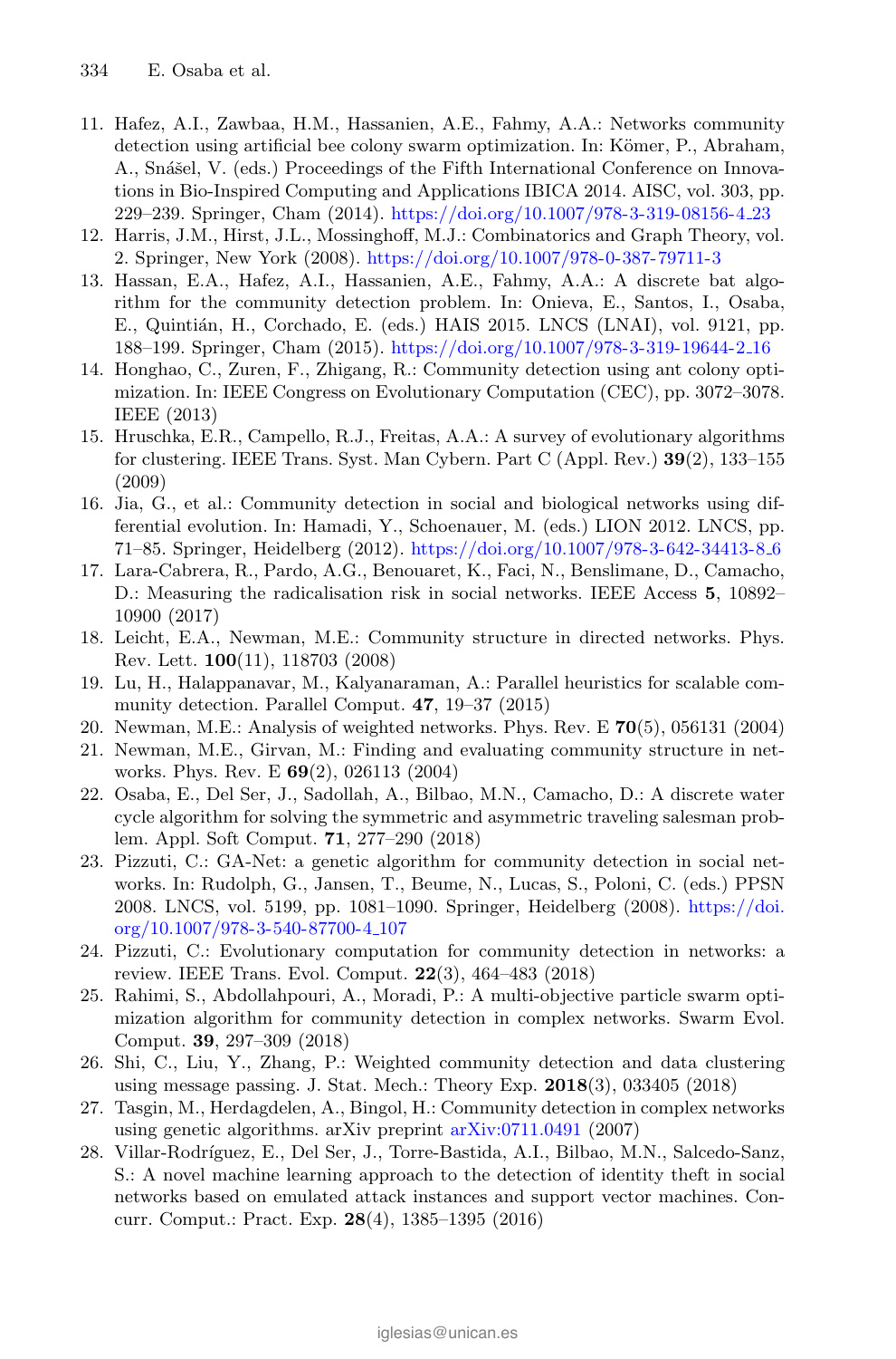11. Hafez, A.I., Zawbaa, H.M., Hassanien, A.E., Fahmy, A.A.: Networks community detection using artificial bee colony swarm optimization. In: Kömer, P., Abraham, A., Snášel, V. (eds.) Proceedings of the Fifth International Conference on Innovations in Bio-Inspired Computing and Applications IBICA 2014. AISC, vol. 303, pp. 229–239. Springer, Cham (2014). https://doi.org/10.1007/978-3-319-08156-4_23
12. Harris, J.M., Hirst, J.L., Mossinghoff, M.J.: Combinatorics and Graph Theory, vol. 2. Springer, New York (2008). https://doi.org/10.1007/978-0-387-79711-3
13. Hassan, E.A., Hafez, A.I., Hassanien, A.E., Fahmy, A.A.: A discrete bat algorithm for the community detection problem. In: Onieva, E., Santos, I., Osaba, E., Quintián, H., Corchado, E. (eds.) HAIS 2015. LNCS (LNAI), vol. 9121, pp. 188–199. Springer, Cham (2015). https://doi.org/10.1007/978-3-319-19644-2_16
14. Honghao, C., Zuren, F., Zhigang, R.: Community detection using ant colony optimization. In: IEEE Congress on Evolutionary Computation (CEC), pp. 3072–3078. IEEE (2013)
15. Hruschka, E.R., Campello, R.J., Freitas, A.A.: A survey of evolutionary algorithms for clustering. IEEE Trans. Syst. Man Cybern. Part C (Appl. Rev.) **39**(2), 133–155 (2009)
16. Jia, G., et al.: Community detection in social and biological networks using differential evolution. In: Hamadi, Y., Schoenauer, M. (eds.) LION 2012. LNCS, pp. 71–85. Springer, Heidelberg (2012). https://doi.org/10.1007/978-3-642-34413-8_6
17. Lara-Cabrera, R., Pardo, A.G., Benouaret, K., Faci, N., Benslimane, D., Camacho, D.: Measuring the radicalisation risk in social networks. IEEE Access **5**, 10892–10900 (2017)
18. Leicht, E.A., Newman, M.E.: Community structure in directed networks. Phys. Rev. Lett. **100**(11), 118703 (2008)
19. Lu, H., Halappanavar, M., Kalyanaraman, A.: Parallel heuristics for scalable community detection. Parallel Comput. **47**, 19–37 (2015)
20. Newman, M.E.: Analysis of weighted networks. Phys. Rev. E **70**(5), 056131 (2004)
21. Newman, M.E., Girvan, M.: Finding and evaluating community structure in networks. Phys. Rev. E **69**(2), 026113 (2004)
22. Osaba, E., Del Ser, J., Sadollah, A., Bilbao, M.N., Camacho, D.: A discrete water cycle algorithm for solving the symmetric and asymmetric traveling salesman problem. Appl. Soft Comput. **71**, 277–290 (2018)
23. Pizzuti, C.: GA-Net: a genetic algorithm for community detection in social networks. In: Rudolph, G., Jansen, T., Beume, N., Lucas, S., Poloni, C. (eds.) PPSN 2008. LNCS, vol. 5199, pp. 1081–1090. Springer, Heidelberg (2008). https://doi.org/10.1007/978-3-540-87700-4_107
24. Pizzuti, C.: Evolutionary computation for community detection in networks: a review. IEEE Trans. Evol. Comput. **22**(3), 464–483 (2018)
25. Rahimi, S., Abdollahpouri, A., Moradi, P.: A multi-objective particle swarm optimization algorithm for community detection in complex networks. Swarm Evol. Comput. **39**, 297–309 (2018)
26. Shi, C., Liu, Y., Zhang, P.: Weighted community detection and data clustering using message passing. J. Stat. Mech.: Theory Exp. **2018**(3), 033405 (2018)
27. Tasgin, M., Herdagdelen, A., Bingol, H.: Community detection in complex networks using genetic algorithms. arXiv preprint arXiv:0711.0491 (2007)
28. Villar-Rodríguez, E., Del Ser, J., Torre-Bastida, A.I., Bilbao, M.N., Salcedo-Sanz, S.: A novel machine learning approach to the detection of identity theft in social networks based on emulated attack instances and support vector machines. Concurr. Comput.: Pract. Exp. **28**(4), 1385–1395 (2016)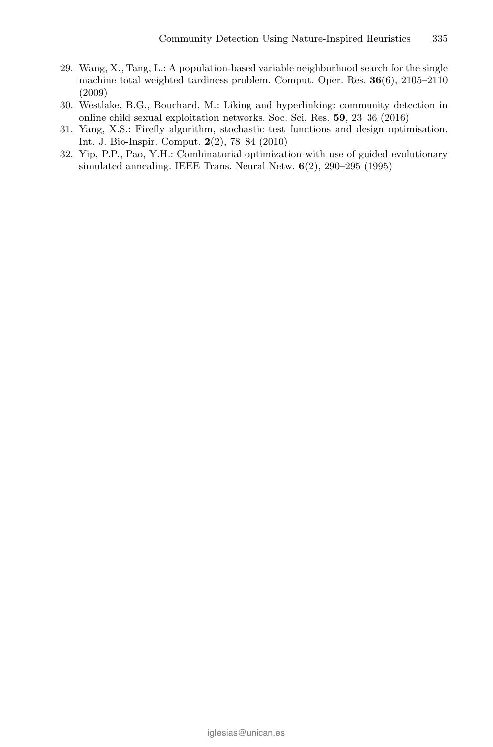29. Wang, X., Tang, L.: A population-based variable neighborhood search for the single machine total weighted tardiness problem. Comput. Oper. Res. **36**(6), 2105–2110 (2009)
30. Westlake, B.G., Bouchard, M.: Liking and hyperlinking: community detection in online child sexual exploitation networks. Soc. Sci. Res. **59**, 23–36 (2016)
31. Yang, X.S.: Firefly algorithm, stochastic test functions and design optimisation. Int. J. Bio-Inspir. Comput. **2**(2), 78–84 (2010)
32. Yip, P.P., Pao, Y.H.: Combinatorial optimization with use of guided evolutionary simulated annealing. IEEE Trans. Neural Netw. **6**(2), 290–295 (1995)

iglesias@unican.es